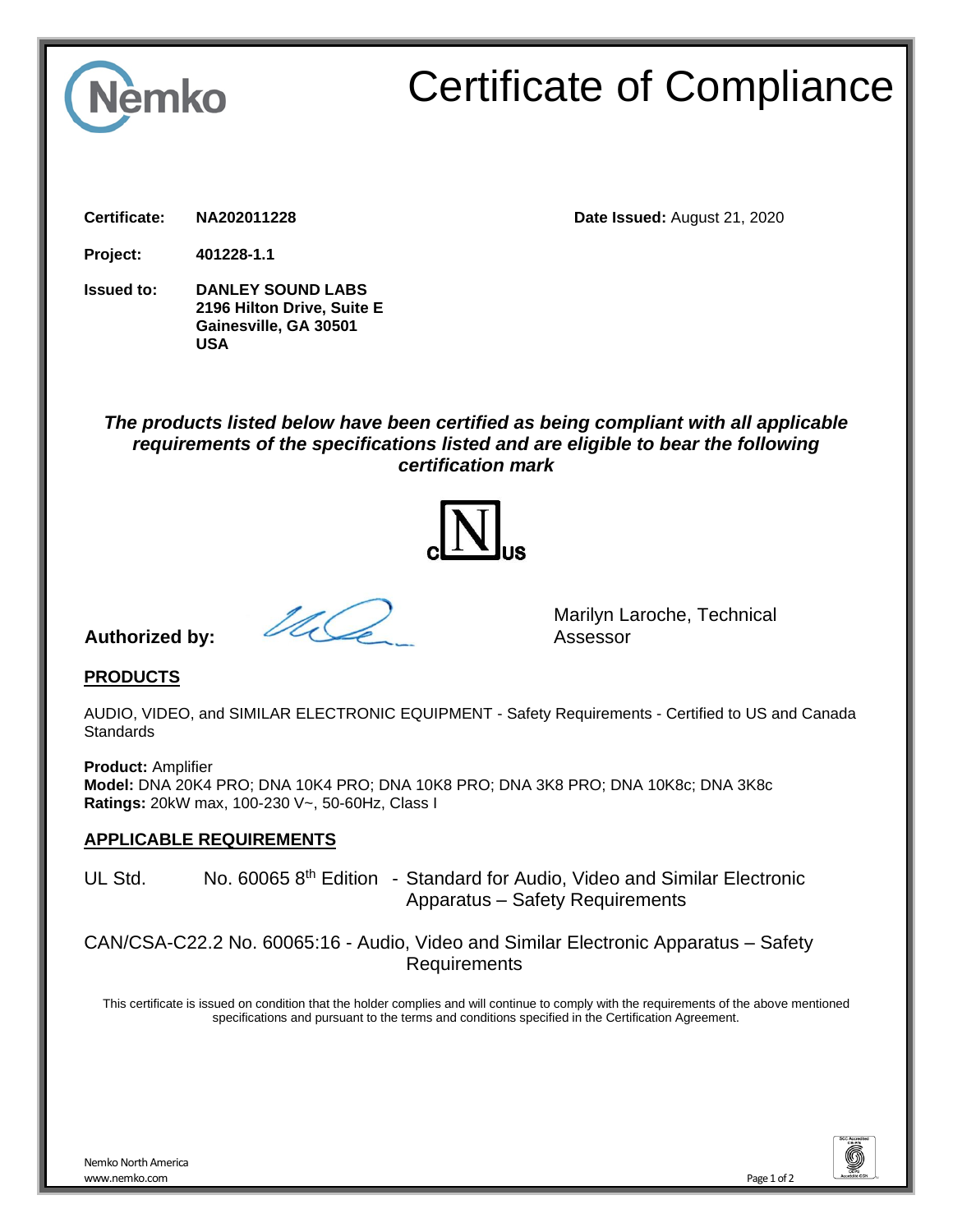Nemko

# Certificate of Compliance

**Certificate:** **NA202011228** **Date Issued:** August 21, 2020

**Project:** **401228-1.1**

**Issued to:** **DANLEY SOUND LABS**
**2196 Hilton Drive, Suite E**
**Gainesville, GA 30501**
**USA**

***The products listed below have been certified as being compliant with all applicable requirements of the specifications listed and are eligible to bear the following certification mark***

C N US

**Authorized by:** Marilyn Laroche, Technical Assessor

## PRODUCTS

AUDIO, VIDEO, and SIMILAR ELECTRONIC EQUIPMENT - Safety Requirements - Certified to US and Canada Standards

**Product:** Amplifier
**Model:** DNA 20K4 PRO; DNA 10K4 PRO; DNA 10K8 PRO; DNA 3K8 PRO; DNA 10K8c; DNA 3K8c
**Ratings:** 20kW max, 100-230 V~, 50-60Hz, Class I

## APPLICABLE REQUIREMENTS

UL Std. No. 60065 8th Edition - Standard for Audio, Video and Similar Electronic Apparatus – Safety Requirements

CAN/CSA-C22.2 No. 60065:16 - Audio, Video and Similar Electronic Apparatus – Safety Requirements

This certificate is issued on condition that the holder complies and will continue to comply with the requirements of the above mentioned specifications and pursuant to the terms and conditions specified in the Certification Agreement.

Nemko North America
www.nemko.com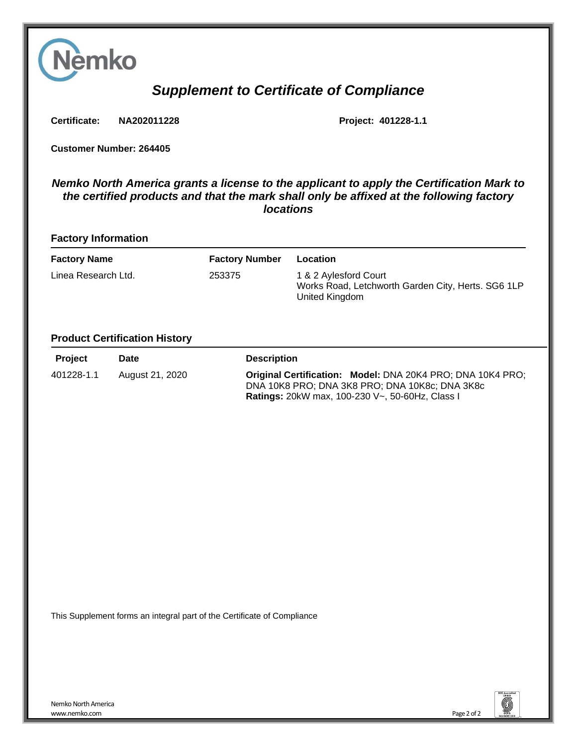# *Supplement to Certificate of Compliance*

**Certificate:** **NA202011228** **Project: 401228-1.1**

**Customer Number: 264405**

***Nemko North America grants a license to the applicant to apply the Certification Mark to the certified products and that the mark shall only be affixed at the following factory locations***

## Factory Information

| Factory Name | Factory Number | Location |
| --- | --- | --- |
| Linea Research Ltd. | 253375 | 1 & 2 Aylesford Court<br>Works Road, Letchworth Garden City, Herts. SG6 1LP<br>United Kingdom |

## Product Certification History

| Project | Date | Description |
| --- | --- | --- |
| 401228-1.1 | August 21, 2020 | **Original Certification:** **Model:** DNA 20K4 PRO; DNA 10K4 PRO; DNA 10K8 PRO; DNA 3K8 PRO; DNA 10K8c; DNA 3K8c<br>**Ratings:** 20kW max, 100-230 V~, 50-60Hz, Class I |

This Supplement forms an integral part of the Certificate of Compliance

Nemko North America
www.nemko.com